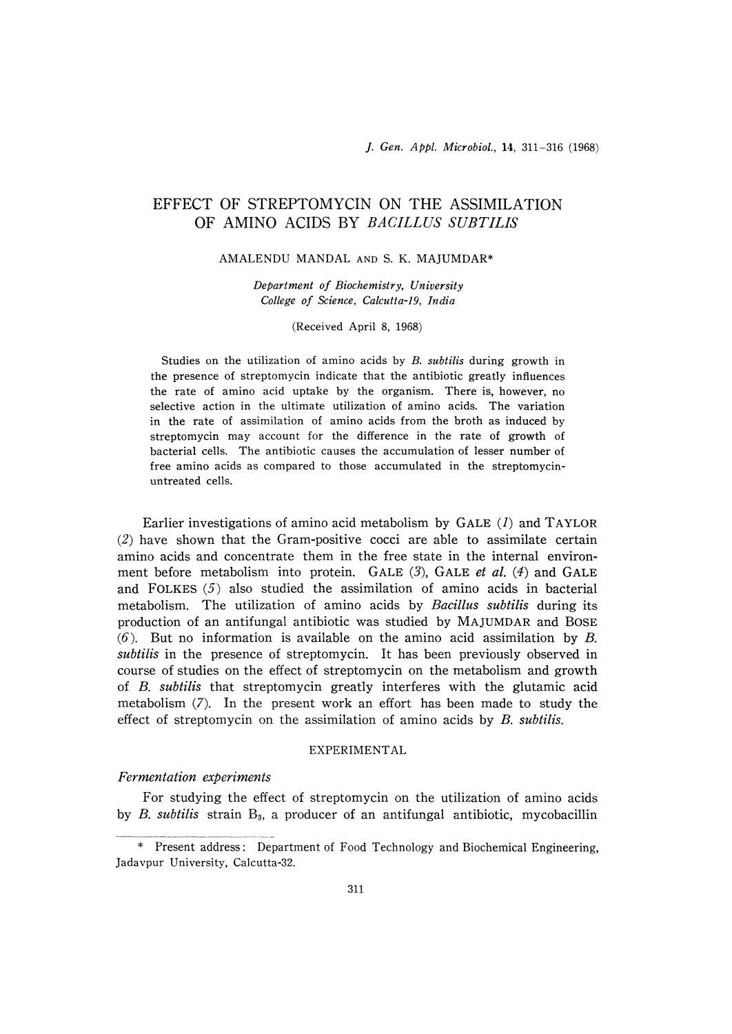# EFFECT OF STREPTOMYCIN ON THE ASSIMILATION OF AMINO ACIDS BY *BACILLUS SUBTILIS*

AMALENDU MANDAL AND S. K. MAJUMDAR*

*Department of Biochemistry, University College of Science, Calcutta-19, India*

(Received April 8, 1968)

Studies on the utilization of amino acids by *B. subtilis* during growth in the presence of streptomycin indicate that the antibiotic greatly influences the rate of amino acid uptake by the organism. There is, however, no selective action in the ultimate utilization of amino acids. The variation in the rate of assimilation of amino acids from the broth as induced by streptomycin may account for the difference in the rate of growth of bacterial cells. The antibiotic causes the accumulation of lesser number of free amino acids as compared to those accumulated in the streptomycin-untreated cells.

Earlier investigations of amino acid metabolism by GALE (*1*) and TAYLOR (*2*) have shown that the Gram-positive cocci are able to assimilate certain amino acids and concentrate them in the free state in the internal environment before metabolism into protein. GALE (*3*), GALE *et al.* (*4*) and GALE and FOLKES (*5*) also studied the assimilation of amino acids in bacterial metabolism. The utilization of amino acids by *Bacillus subtilis* during its production of an antifungal antibiotic was studied by MAJUMDAR and BOSE (*6*). But no information is available on the amino acid assimilation by *B. subtilis* in the presence of streptomycin. It has been previously observed in course of studies on the effect of streptomycin on the metabolism and growth of *B. subtilis* that streptomycin greatly interferes with the glutamic acid metabolism (*7*). In the present work an effort has been made to study the effect of streptomycin on the assimilation of amino acids by *B. subtilis*.

## EXPERIMENTAL

### *Fermentation experiments*

For studying the effect of streptomycin on the utilization of amino acids by *B. subtilis* strain $B_3$, a producer of an antifungal antibiotic, mycobacillin

---

\* Present address: Department of Food Technology and Biochemical Engineering, Jadavpur University, Calcutta-32.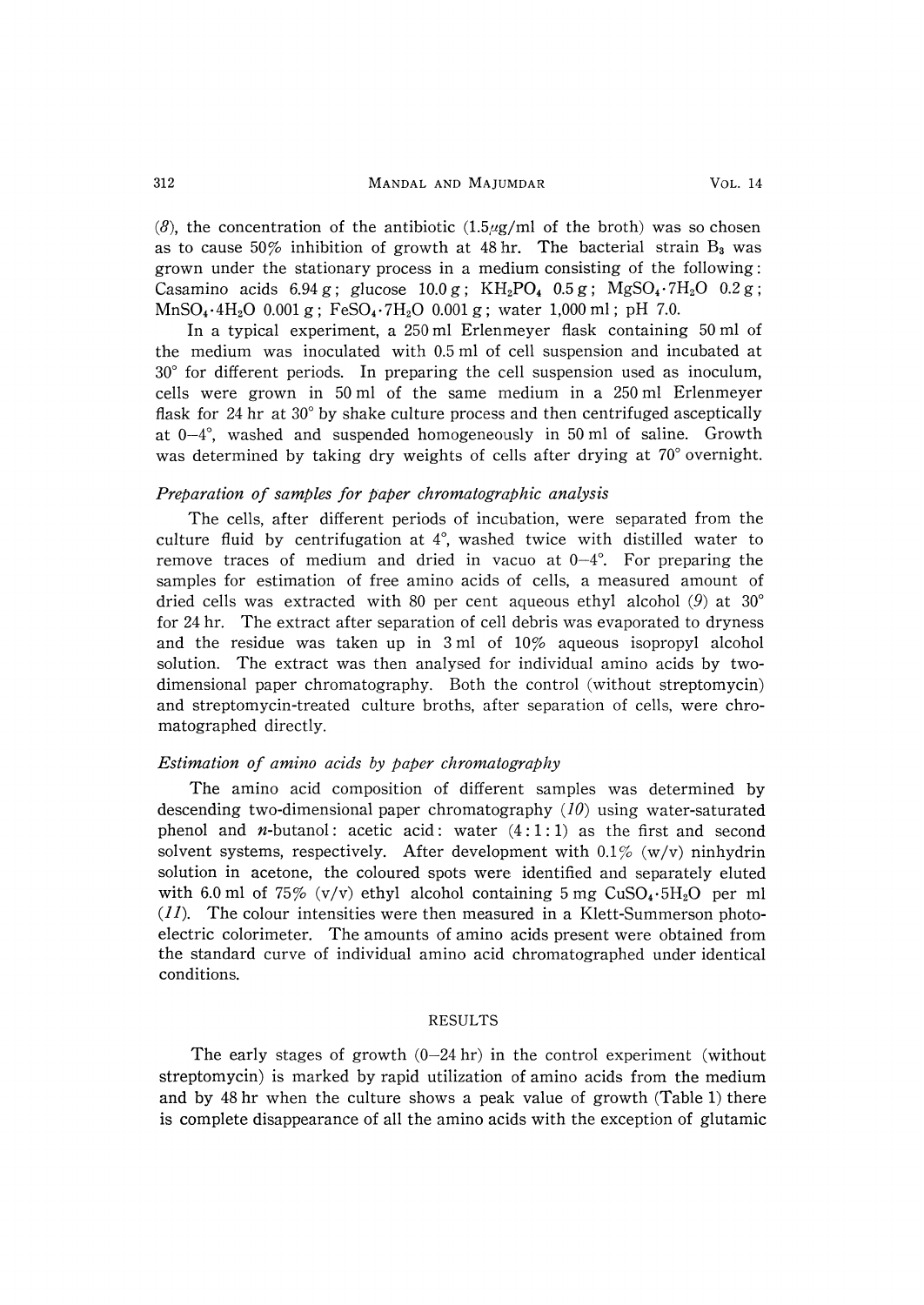(8), the concentration of the antibiotic (1.5 μg/ml of the broth) was so chosen as to cause 50% inhibition of growth at 48 hr. The bacterial strain $B_3$ was grown under the stationary process in a medium consisting of the following: Casamino acids 6.94 g; glucose 10.0 g; $KH_2PO_4$ 0.5 g; $MgSO_4 \cdot 7H_2O$ 0.2 g; $MnSO_4 \cdot 4H_2O$ 0.001 g; $FeSO_4 \cdot 7H_2O$ 0.001 g; water 1,000 ml; pH 7.0.

In a typical experiment, a 250 ml Erlenmeyer flask containing 50 ml of the medium was inoculated with 0.5 ml of cell suspension and incubated at 30° for different periods. In preparing the cell suspension used as inoculum, cells were grown in 50 ml of the same medium in a 250 ml Erlenmeyer flask for 24 hr at 30° by shake culture process and then centrifuged asceptically at 0–4°, washed and suspended homogeneously in 50 ml of saline. Growth was determined by taking dry weights of cells after drying at 70° overnight.

### *Preparation of samples for paper chromatographic analysis*

The cells, after different periods of incubation, were separated from the culture fluid by centrifugation at 4°, washed twice with distilled water to remove traces of medium and dried in vacuo at 0–4°. For preparing the samples for estimation of free amino acids of cells, a measured amount of dried cells was extracted with 80 per cent aqueous ethyl alcohol (9) at 30° for 24 hr. The extract after separation of cell debris was evaporated to dryness and the residue was taken up in 3 ml of 10% aqueous isopropyl alcohol solution. The extract was then analysed for individual amino acids by two-dimensional paper chromatography. Both the control (without streptomycin) and streptomycin-treated culture broths, after separation of cells, were chromatographed directly.

### *Estimation of amino acids by paper chromatography*

The amino acid composition of different samples was determined by descending two-dimensional paper chromatography (10) using water-saturated phenol and *n*-butanol: acetic acid: water (4 : 1 : 1) as the first and second solvent systems, respectively. After development with 0.1% (w/v) ninhydrin solution in acetone, the coloured spots were identified and separately eluted with 6.0 ml of 75% (v/v) ethyl alcohol containing 5 mg $CuSO_4 \cdot 5H_2O$ per ml (11). The colour intensities were then measured in a Klett-Summerson photoelectric colorimeter. The amounts of amino acids present were obtained from the standard curve of individual amino acid chromatographed under identical conditions.

## RESULTS

The early stages of growth (0–24 hr) in the control experiment (without streptomycin) is marked by rapid utilization of amino acids from the medium and by 48 hr when the culture shows a peak value of growth (Table 1) there is complete disappearance of all the amino acids with the exception of glutamic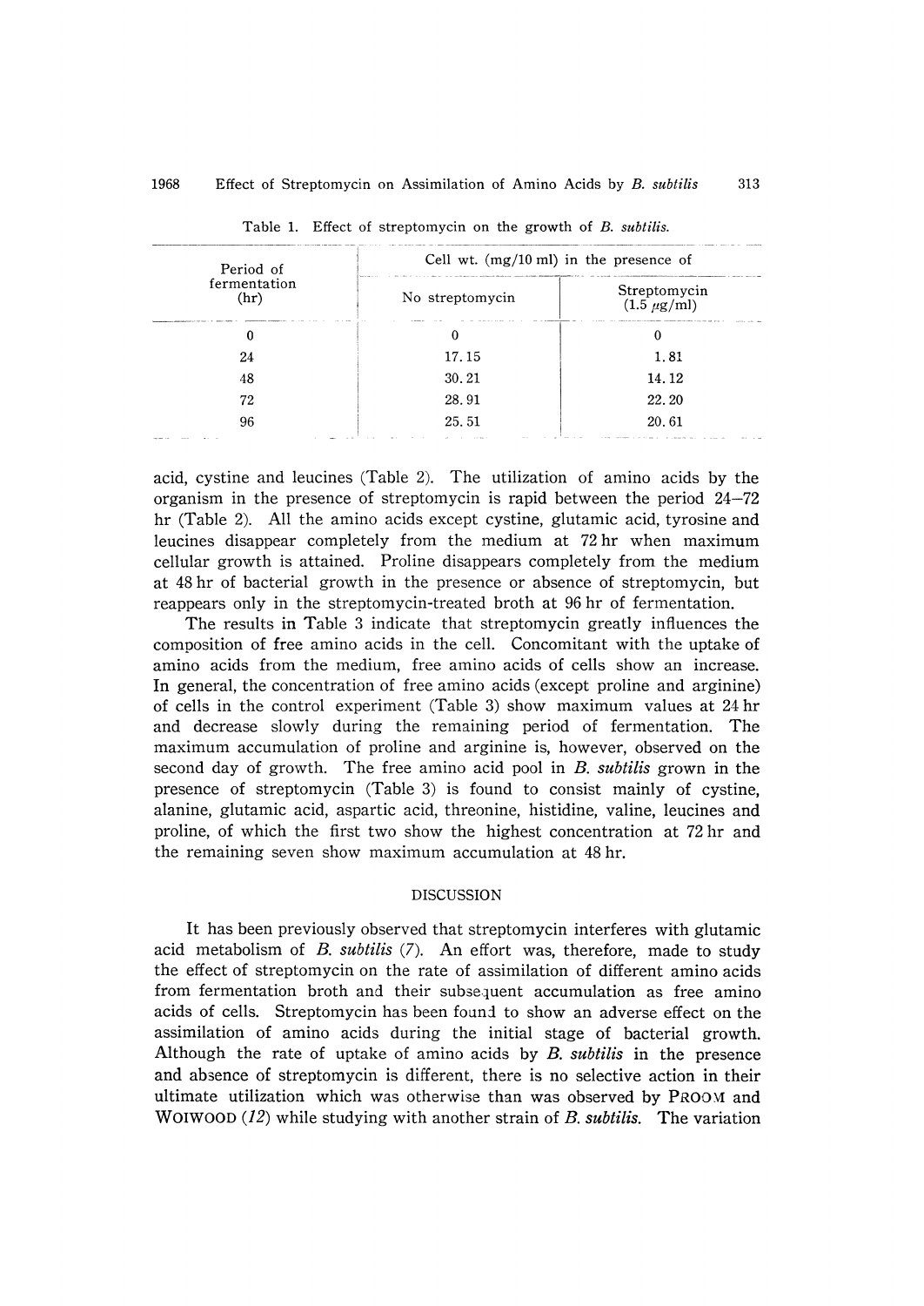Table 1. Effect of streptomycin on the growth of *B. subtilis*.

| Period of fermentation (hr) | Cell wt. (mg/10 ml) in the presence of | |
|---|---|---|
| | No streptomycin | Streptomycin (1.5 μg/ml) |
| 0 | 0 | 0 |
| 24 | 17.15 | 1.81 |
| 48 | 30.21 | 14.12 |
| 72 | 28.91 | 22.20 |
| 96 | 25.51 | 20.61 |

acid, cystine and leucines (Table 2). The utilization of amino acids by the organism in the presence of streptomycin is rapid between the period 24–72 hr (Table 2). All the amino acids except cystine, glutamic acid, tyrosine and leucines disappear completely from the medium at 72 hr when maximum cellular growth is attained. Proline disappears completely from the medium at 48 hr of bacterial growth in the presence or absence of streptomycin, but reappears only in the streptomycin-treated broth at 96 hr of fermentation.

The results in Table 3 indicate that streptomycin greatly influences the composition of free amino acids in the cell. Concomitant with the uptake of amino acids from the medium, free amino acids of cells show an increase. In general, the concentration of free amino acids (except proline and arginine) of cells in the control experiment (Table 3) show maximum values at 24 hr and decrease slowly during the remaining period of fermentation. The maximum accumulation of proline and arginine is, however, observed on the second day of growth. The free amino acid pool in *B. subtilis* grown in the presence of streptomycin (Table 3) is found to consist mainly of cystine, alanine, glutamic acid, aspartic acid, threonine, histidine, valine, leucines and proline, of which the first two show the highest concentration at 72 hr and the remaining seven show maximum accumulation at 48 hr.

## DISCUSSION

It has been previously observed that streptomycin interferes with glutamic acid metabolism of *B. subtilis* (*7*). An effort was, therefore, made to study the effect of streptomycin on the rate of assimilation of different amino acids from fermentation broth and their subsequent accumulation as free amino acids of cells. Streptomycin has been found to show an adverse effect on the assimilation of amino acids during the initial stage of bacterial growth. Although the rate of uptake of amino acids by *B. subtilis* in the presence and absence of streptomycin is different, there is no selective action in their ultimate utilization which was otherwise than was observed by PROOM and WOIWOOD (*12*) while studying with another strain of *B. subtilis*. The variation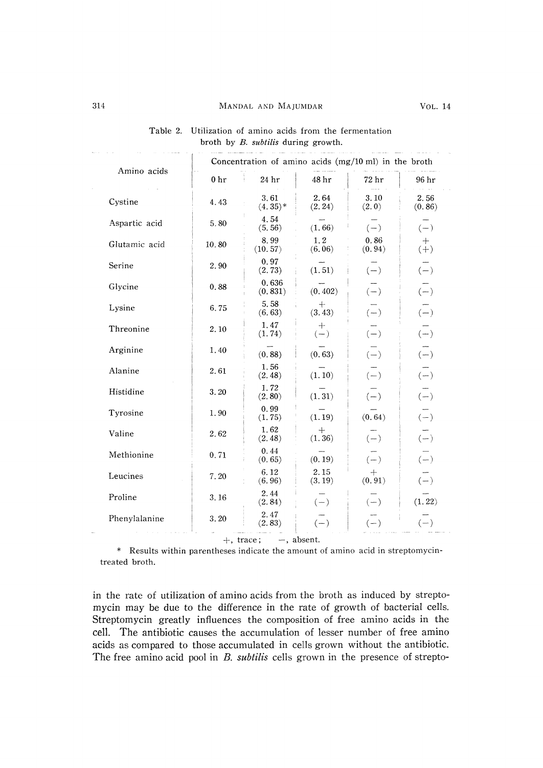Table 2. Utilization of amino acids from the fermentation broth by *B. subtilis* during growth.

| Amino acids | Concentration of amino acids (mg/10 ml) in the broth | | | | |
|---|---|---|---|---|---|
| | 0 hr | 24 hr | 48 hr | 72 hr | 96 hr |
| Cystine | 4.43 | 3.61 (4.35)* | 2.64 (2.24) | 3.10 (2.0) | 2.56 (0.86) |
| Aspartic acid | 5.80 | 4.54 (5.56) | − (1.66) | − (−) | − (−) |
| Glutamic acid | 10.80 | 8.99 (10.57) | 1.2 (6.06) | 0.86 (0.94) | + (+) |
| Serine | 2.90 | 0.97 (2.73) | − (1.51) | − (−) | − (−) |
| Glycine | 0.88 | 0.636 (0.831) | − (0.402) | − (−) | − (−) |
| Lysine | 6.75 | 5.58 (6.63) | + (3.43) | − (−) | − (−) |
| Threonine | 2.10 | 1.47 (1.74) | + (−) | − (−) | − (−) |
| Arginine | 1.40 | − (0.88) | − (0.63) | − (−) | − (−) |
| Alanine | 2.61 | 1.56 (2.48) | − (1.10) | − (−) | − (−) |
| Histidine | 3.20 | 1.72 (2.80) | − (1.31) | − (−) | − (−) |
| Tyrosine | 1.90 | 0.99 (1.75) | − (1.19) | − (0.64) | − (−) |
| Valine | 2.62 | 1.62 (2.48) | + (1.36) | − (−) | − (−) |
| Methionine | 0.71 | 0.44 (0.65) | − (0.19) | − (−) | − (−) |
| Leucines | 7.20 | 6.12 (6.96) | 2.15 (3.19) | + (0.91) | − (−) |
| Proline | 3.16 | 2.44 (2.84) | − (−) | − (−) | − (1.22) |
| Phenylalanine | 3.20 | 2.47 (2.83) | − (−) | − (−) | − (−) |

+, trace; −, absent.

\* Results within parentheses indicate the amount of amino acid in streptomycin-treated broth.

in the rate of utilization of amino acids from the broth as induced by streptomycin may be due to the difference in the rate of growth of bacterial cells. Streptomycin greatly influences the composition of free amino acids in the cell. The antibiotic causes the accumulation of lesser number of free amino acids as compared to those accumulated in cells grown without the antibiotic. The free amino acid pool in *B. subtilis* cells grown in the presence of strepto-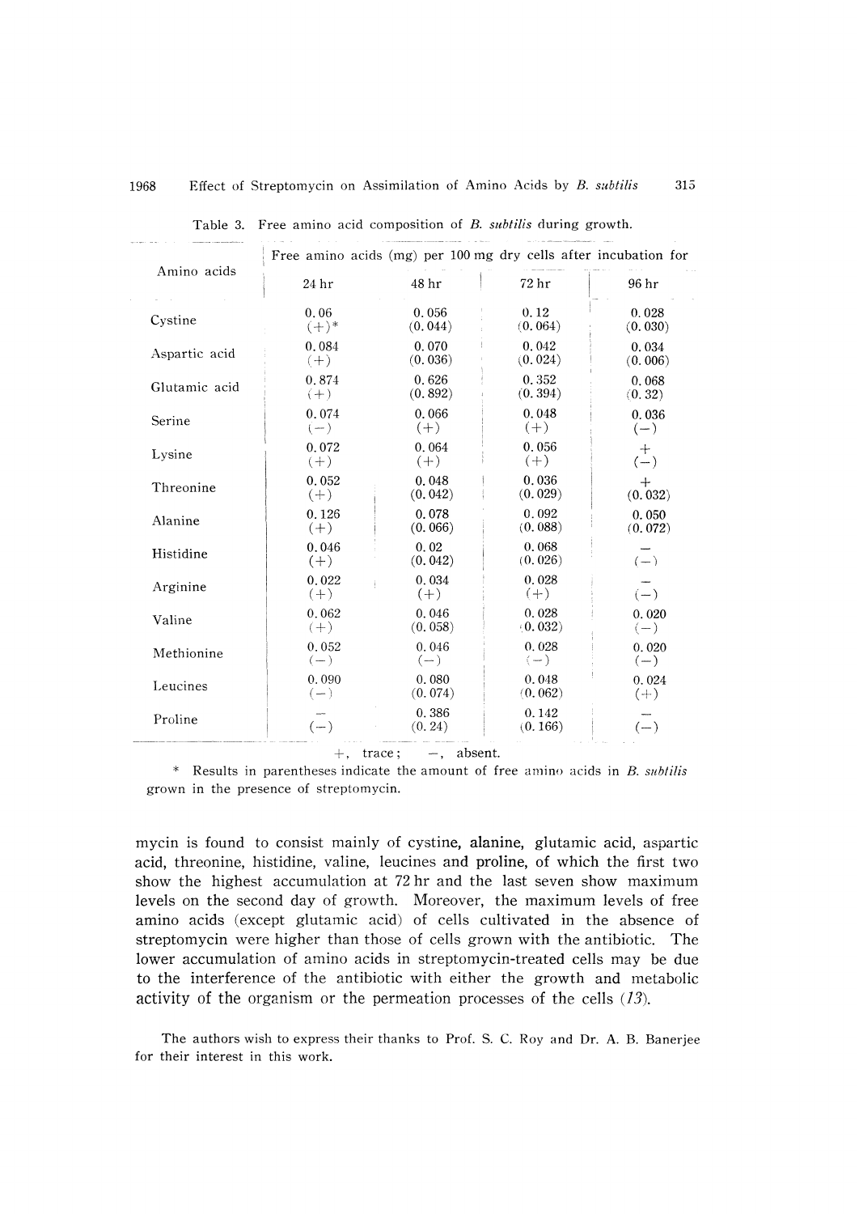Table 3. Free amino acid composition of *B. subtilis* during growth.

| Amino acids | Free amino acids (mg) per 100 mg dry cells after incubation for | | | |
|---|---|---|---|---|
| | 24 hr | 48 hr | 72 hr | 96 hr |
| Cystine | 0.06 (+)* | 0.056 (0.044) | 0.12 (0.064) | 0.028 (0.030) |
| Aspartic acid | 0.084 (+) | 0.070 (0.036) | 0.042 (0.024) | 0.034 (0.006) |
| Glutamic acid | 0.874 (+) | 0.626 (0.892) | 0.352 (0.394) | 0.068 (0.32) |
| Serine | 0.074 (−) | 0.066 (+) | 0.048 (+) | 0.036 (−) |
| Lysine | 0.072 (+) | 0.064 (+) | 0.056 (+) | + (−) |
| Threonine | 0.052 (+) | 0.048 (0.042) | 0.036 (0.029) | + (0.032) |
| Alanine | 0.126 (+) | 0.078 (0.066) | 0.092 (0.088) | 0.050 (0.072) |
| Histidine | 0.046 (+) | 0.02 (0.042) | 0.068 (0.026) | − (−) |
| Arginine | 0.022 (+) | 0.034 (+) | 0.028 (+) | − (−) |
| Valine | 0.062 (+) | 0.046 (0.058) | 0.028 (0.032) | 0.020 (−) |
| Methionine | 0.052 (−) | 0.046 (−) | 0.028 (−) | 0.020 (−) |
| Leucines | 0.090 (−) | 0.080 (0.074) | 0.048 (0.062) | 0.024 (+) |
| Proline | − (−) | 0.386 (0.24) | 0.142 (0.166) | − (−) |

+, trace; −, absent.

\* Results in parentheses indicate the amount of free amino acids in *B. subtilis* grown in the presence of streptomycin.

mycin is found to consist mainly of cystine, alanine, glutamic acid, aspartic acid, threonine, histidine, valine, leucines and proline, of which the first two show the highest accumulation at 72 hr and the last seven show maximum levels on the second day of growth. Moreover, the maximum levels of free amino acids (except glutamic acid) of cells cultivated in the absence of streptomycin were higher than those of cells grown with the antibiotic. The lower accumulation of amino acids in streptomycin-treated cells may be due to the interference of the antibiotic with either the growth and metabolic activity of the organism or the permeation processes of the cells (*13*).

The authors wish to express their thanks to Prof. S. C. Roy and Dr. A. B. Banerjee for their interest in this work.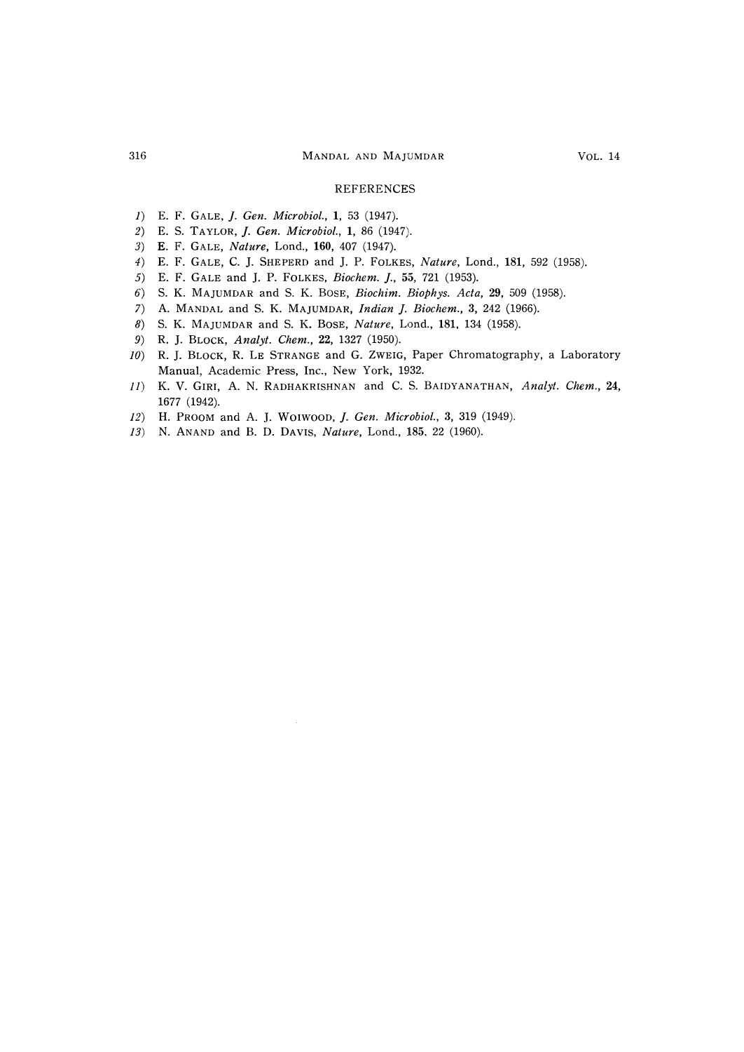## REFERENCES

1) E. F. GALE, *J. Gen. Microbiol.*, **1**, 53 (1947).
2) E. S. TAYLOR, *J. Gen. Microbiol.*, **1**, 86 (1947).
3) E. F. GALE, *Nature*, Lond., **160**, 407 (1947).
4) E. F. GALE, C. J. SHEPERD and J. P. FOLKES, *Nature*, Lond., **181**, 592 (1958).
5) E. F. GALE and J. P. FOLKES, *Biochem. J.*, **55**, 721 (1953).
6) S. K. MAJUMDAR and S. K. BOSE, *Biochim. Biophys. Acta*, **29**, 509 (1958).
7) A. MANDAL and S. K. MAJUMDAR, *Indian J. Biochem.*, **3**, 242 (1966).
8) S. K. MAJUMDAR and S. K. BOSE, *Nature*, Lond., **181**, 134 (1958).
9) R. J. BLOCK, *Analyt. Chem.*, **22**, 1327 (1950).
10) R. J. BLOCK, R. LE STRANGE and G. ZWEIG, Paper Chromatography, a Laboratory Manual, Academic Press, Inc., New York, 1932.
11) K. V. GIRI, A. N. RADHAKRISHNAN and C. S. BAIDYANATHAN, *Analyt. Chem.*, **24**, 1677 (1942).
12) H. PROOM and A. J. WOIWOOD, *J. Gen. Microbiol.*, **3**, 319 (1949).
13) N. ANAND and B. D. DAVIS, *Nature*, Lond., **185**, 22 (1960).